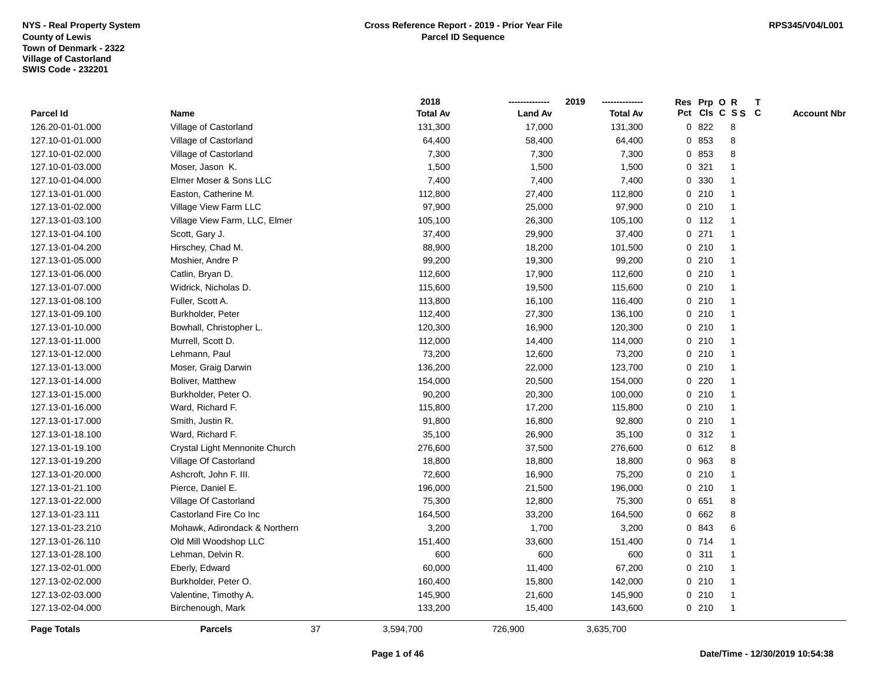NYS - Real Property System
County of Lewis
Town of Denmark - 2322
Village of Castorland
SWIS Code - 232201

**Cross Reference Report - 2019 - Prior Year File**
**Parcel ID Sequence**

RPS345/V04/L001

| Parcel Id | Name | 2018 Total Av | 2019 Land Av | 2019 Total Av | Res Pct | Prp Cls | O C | R S S | T C | Account Nbr |
|---|---|---|---|---|---|---|---|---|---|---|
| 126.20-01-01.000 | Village of Castorland | 131,300 | 17,000 | 131,300 | 0 | 822 | | 8 | | |
| 127.10-01-01.000 | Village of Castorland | 64,400 | 58,400 | 64,400 | 0 | 853 | | 8 | | |
| 127.10-01-02.000 | Village of Castorland | 7,300 | 7,300 | 7,300 | 0 | 853 | | 8 | | |
| 127.10-01-03.000 | Moser, Jason K. | 1,500 | 1,500 | 1,500 | 0 | 321 | | 1 | | |
| 127.10-01-04.000 | Elmer Moser & Sons LLC | 7,400 | 7,400 | 7,400 | 0 | 330 | | 1 | | |
| 127.13-01-01.000 | Easton, Catherine M. | 112,800 | 27,400 | 112,800 | 0 | 210 | | 1 | | |
| 127.13-01-02.000 | Village View Farm LLC | 97,900 | 25,000 | 97,900 | 0 | 210 | | 1 | | |
| 127.13-01-03.100 | Village View Farm, LLC, Elmer | 105,100 | 26,300 | 105,100 | 0 | 112 | | 1 | | |
| 127.13-01-04.100 | Scott, Gary J. | 37,400 | 29,900 | 37,400 | 0 | 271 | | 1 | | |
| 127.13-01-04.200 | Hirschey, Chad M. | 88,900 | 18,200 | 101,500 | 0 | 210 | | 1 | | |
| 127.13-01-05.000 | Moshier, Andre P | 99,200 | 19,300 | 99,200 | 0 | 210 | | 1 | | |
| 127.13-01-06.000 | Catlin, Bryan D. | 112,600 | 17,900 | 112,600 | 0 | 210 | | 1 | | |
| 127.13-01-07.000 | Widrick, Nicholas D. | 115,600 | 19,500 | 115,600 | 0 | 210 | | 1 | | |
| 127.13-01-08.100 | Fuller, Scott A. | 113,800 | 16,100 | 116,400 | 0 | 210 | | 1 | | |
| 127.13-01-09.100 | Burkholder, Peter | 112,400 | 27,300 | 136,100 | 0 | 210 | | 1 | | |
| 127.13-01-10.000 | Bowhall, Christopher L. | 120,300 | 16,900 | 120,300 | 0 | 210 | | 1 | | |
| 127.13-01-11.000 | Murrell, Scott D. | 112,000 | 14,400 | 114,000 | 0 | 210 | | 1 | | |
| 127.13-01-12.000 | Lehmann, Paul | 73,200 | 12,600 | 73,200 | 0 | 210 | | 1 | | |
| 127.13-01-13.000 | Moser, Graig Darwin | 136,200 | 22,000 | 123,700 | 0 | 210 | | 1 | | |
| 127.13-01-14.000 | Boliver, Matthew | 154,000 | 20,500 | 154,000 | 0 | 220 | | 1 | | |
| 127.13-01-15.000 | Burkholder, Peter O. | 90,200 | 20,300 | 100,000 | 0 | 210 | | 1 | | |
| 127.13-01-16.000 | Ward, Richard F. | 115,800 | 17,200 | 115,800 | 0 | 210 | | 1 | | |
| 127.13-01-17.000 | Smith, Justin R. | 91,800 | 16,800 | 92,800 | 0 | 210 | | 1 | | |
| 127.13-01-18.100 | Ward, Richard F. | 35,100 | 26,900 | 35,100 | 0 | 312 | | 1 | | |
| 127.13-01-19.100 | Crystal Light Mennonite Church | 276,600 | 37,500 | 276,600 | 0 | 612 | | 8 | | |
| 127.13-01-19.200 | Village Of Castorland | 18,800 | 18,800 | 18,800 | 0 | 963 | | 8 | | |
| 127.13-01-20.000 | Ashcroft, John F. III. | 72,600 | 16,900 | 75,200 | 0 | 210 | | 1 | | |
| 127.13-01-21.100 | Pierce, Daniel E. | 196,000 | 21,500 | 196,000 | 0 | 210 | | 1 | | |
| 127.13-01-22.000 | Village Of Castorland | 75,300 | 12,800 | 75,300 | 0 | 651 | | 8 | | |
| 127.13-01-23.111 | Castorland Fire Co Inc | 164,500 | 33,200 | 164,500 | 0 | 662 | | 8 | | |
| 127.13-01-23.210 | Mohawk, Adirondack & Northern | 3,200 | 1,700 | 3,200 | 0 | 843 | | 6 | | |
| 127.13-01-26.110 | Old Mill Woodshop LLC | 151,400 | 33,600 | 151,400 | 0 | 714 | | 1 | | |
| 127.13-01-28.100 | Lehman, Delvin R. | 600 | 600 | 600 | 0 | 311 | | 1 | | |
| 127.13-02-01.000 | Eberly, Edward | 60,000 | 11,400 | 67,200 | 0 | 210 | | 1 | | |
| 127.13-02-02.000 | Burkholder, Peter O. | 160,400 | 15,800 | 142,000 | 0 | 210 | | 1 | | |
| 127.13-02-03.000 | Valentine, Timothy A. | 145,900 | 21,600 | 145,900 | 0 | 210 | | 1 | | |
| 127.13-02-04.000 | Birchenough, Mark | 133,200 | 15,400 | 143,600 | 0 | 210 | | 1 | | |
| **Page Totals** | **Parcels** 37 | 3,594,700 | 726,900 | 3,635,700 | | | | | | |

Date/Time - 12/30/2019 10:54:38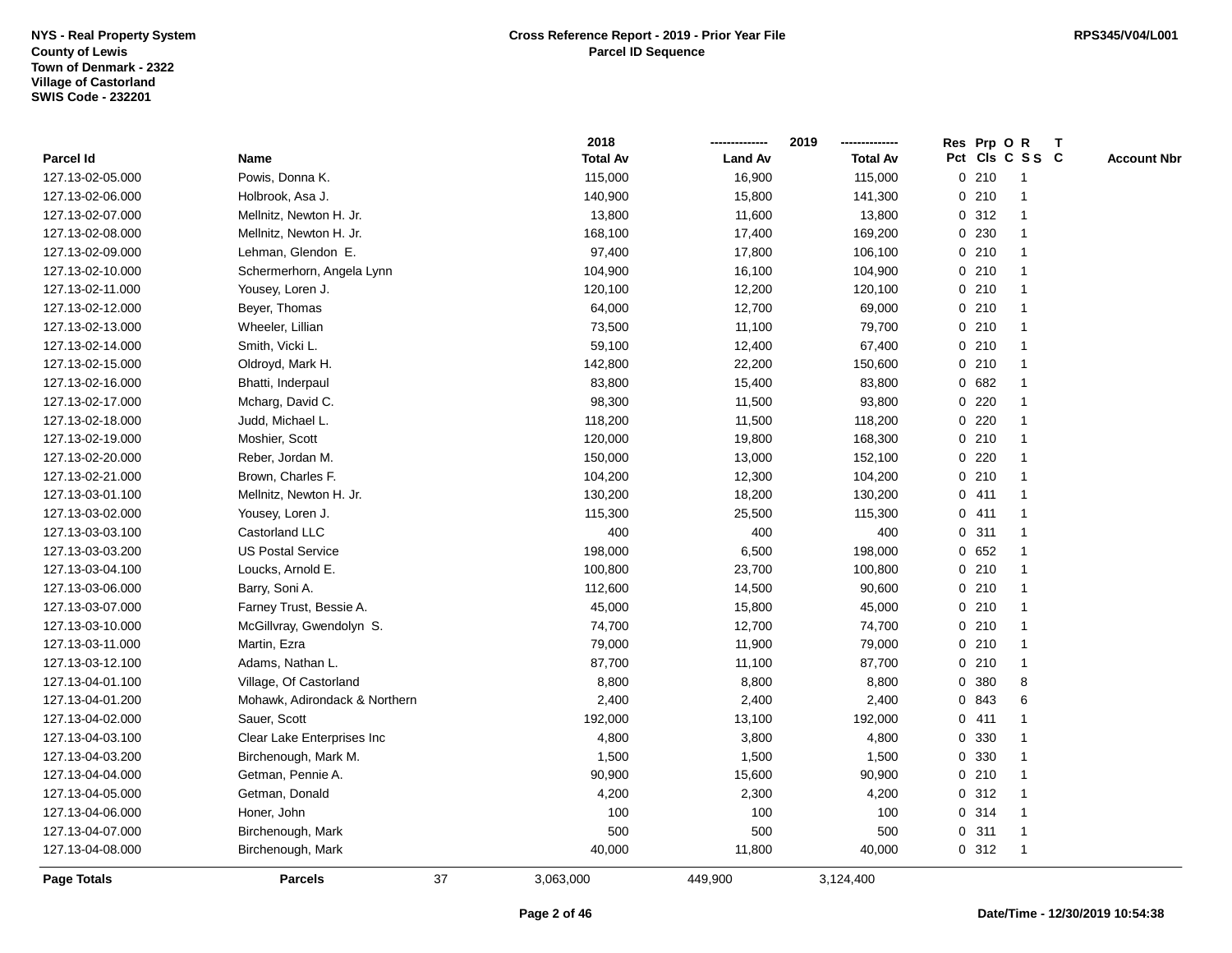NYS - Real Property System
County of Lewis
Town of Denmark - 2322
Village of Castorland
SWIS Code - 232201

**Cross Reference Report - 2019 - Prior Year File**
**Parcel ID Sequence**

RPS345/V04/L001

| Parcel Id | Name | 2018 Total Av | 2019 Land Av | 2019 Total Av | Res Pct | Prp Cls | O C | R S S | T C | Account Nbr |
|---|---|---|---|---|---|---|---|---|---|---|
| 127.13-02-05.000 | Powis, Donna K. | 115,000 | 16,900 | 115,000 | 0 | 210 | | 1 | | |
| 127.13-02-06.000 | Holbrook, Asa J. | 140,900 | 15,800 | 141,300 | 0 | 210 | | 1 | | |
| 127.13-02-07.000 | Mellnitz, Newton H. Jr. | 13,800 | 11,600 | 13,800 | 0 | 312 | | 1 | | |
| 127.13-02-08.000 | Mellnitz, Newton H. Jr. | 168,100 | 17,400 | 169,200 | 0 | 230 | | 1 | | |
| 127.13-02-09.000 | Lehman, Glendon E. | 97,400 | 17,800 | 106,100 | 0 | 210 | | 1 | | |
| 127.13-02-10.000 | Schermerhorn, Angela Lynn | 104,900 | 16,100 | 104,900 | 0 | 210 | | 1 | | |
| 127.13-02-11.000 | Yousey, Loren J. | 120,100 | 12,200 | 120,100 | 0 | 210 | | 1 | | |
| 127.13-02-12.000 | Beyer, Thomas | 64,000 | 12,700 | 69,000 | 0 | 210 | | 1 | | |
| 127.13-02-13.000 | Wheeler, Lillian | 73,500 | 11,100 | 79,700 | 0 | 210 | | 1 | | |
| 127.13-02-14.000 | Smith, Vicki L. | 59,100 | 12,400 | 67,400 | 0 | 210 | | 1 | | |
| 127.13-02-15.000 | Oldroyd, Mark H. | 142,800 | 22,200 | 150,600 | 0 | 210 | | 1 | | |
| 127.13-02-16.000 | Bhatti, Inderpaul | 83,800 | 15,400 | 83,800 | 0 | 682 | | 1 | | |
| 127.13-02-17.000 | Mcharg, David C. | 98,300 | 11,500 | 93,800 | 0 | 220 | | 1 | | |
| 127.13-02-18.000 | Judd, Michael L. | 118,200 | 11,500 | 118,200 | 0 | 220 | | 1 | | |
| 127.13-02-19.000 | Moshier, Scott | 120,000 | 19,800 | 168,300 | 0 | 210 | | 1 | | |
| 127.13-02-20.000 | Reber, Jordan M. | 150,000 | 13,000 | 152,100 | 0 | 220 | | 1 | | |
| 127.13-02-21.000 | Brown, Charles F. | 104,200 | 12,300 | 104,200 | 0 | 210 | | 1 | | |
| 127.13-03-01.100 | Mellnitz, Newton H. Jr. | 130,200 | 18,200 | 130,200 | 0 | 411 | | 1 | | |
| 127.13-03-02.000 | Yousey, Loren J. | 115,300 | 25,500 | 115,300 | 0 | 411 | | 1 | | |
| 127.13-03-03.100 | Castorland LLC | 400 | 400 | 400 | 0 | 311 | | 1 | | |
| 127.13-03-03.200 | US Postal Service | 198,000 | 6,500 | 198,000 | 0 | 652 | | 1 | | |
| 127.13-03-04.100 | Loucks, Arnold E. | 100,800 | 23,700 | 100,800 | 0 | 210 | | 1 | | |
| 127.13-03-06.000 | Barry, Soni A. | 112,600 | 14,500 | 90,600 | 0 | 210 | | 1 | | |
| 127.13-03-07.000 | Farney Trust, Bessie A. | 45,000 | 15,800 | 45,000 | 0 | 210 | | 1 | | |
| 127.13-03-10.000 | McGillvray, Gwendolyn S. | 74,700 | 12,700 | 74,700 | 0 | 210 | | 1 | | |
| 127.13-03-11.000 | Martin, Ezra | 79,000 | 11,900 | 79,000 | 0 | 210 | | 1 | | |
| 127.13-03-12.100 | Adams, Nathan L. | 87,700 | 11,100 | 87,700 | 0 | 210 | | 1 | | |
| 127.13-04-01.100 | Village, Of Castorland | 8,800 | 8,800 | 8,800 | 0 | 380 | | 8 | | |
| 127.13-04-01.200 | Mohawk, Adirondack & Northern | 2,400 | 2,400 | 2,400 | 0 | 843 | | 6 | | |
| 127.13-04-02.000 | Sauer, Scott | 192,000 | 13,100 | 192,000 | 0 | 411 | | 1 | | |
| 127.13-04-03.100 | Clear Lake Enterprises Inc | 4,800 | 3,800 | 4,800 | 0 | 330 | | 1 | | |
| 127.13-04-03.200 | Birchenough, Mark M. | 1,500 | 1,500 | 1,500 | 0 | 330 | | 1 | | |
| 127.13-04-04.000 | Getman, Pennie A. | 90,900 | 15,600 | 90,900 | 0 | 210 | | 1 | | |
| 127.13-04-05.000 | Getman, Donald | 4,200 | 2,300 | 4,200 | 0 | 312 | | 1 | | |
| 127.13-04-06.000 | Honer, John | 100 | 100 | 100 | 0 | 314 | | 1 | | |
| 127.13-04-07.000 | Birchenough, Mark | 500 | 500 | 500 | 0 | 311 | | 1 | | |
| 127.13-04-08.000 | Birchenough, Mark | 40,000 | 11,800 | 40,000 | 0 | 312 | | 1 | | |
| **Page Totals** | **Parcels** 37 | 3,063,000 | 449,900 | 3,124,400 | | | | | | |

Date/Time - 12/30/2019 10:54:38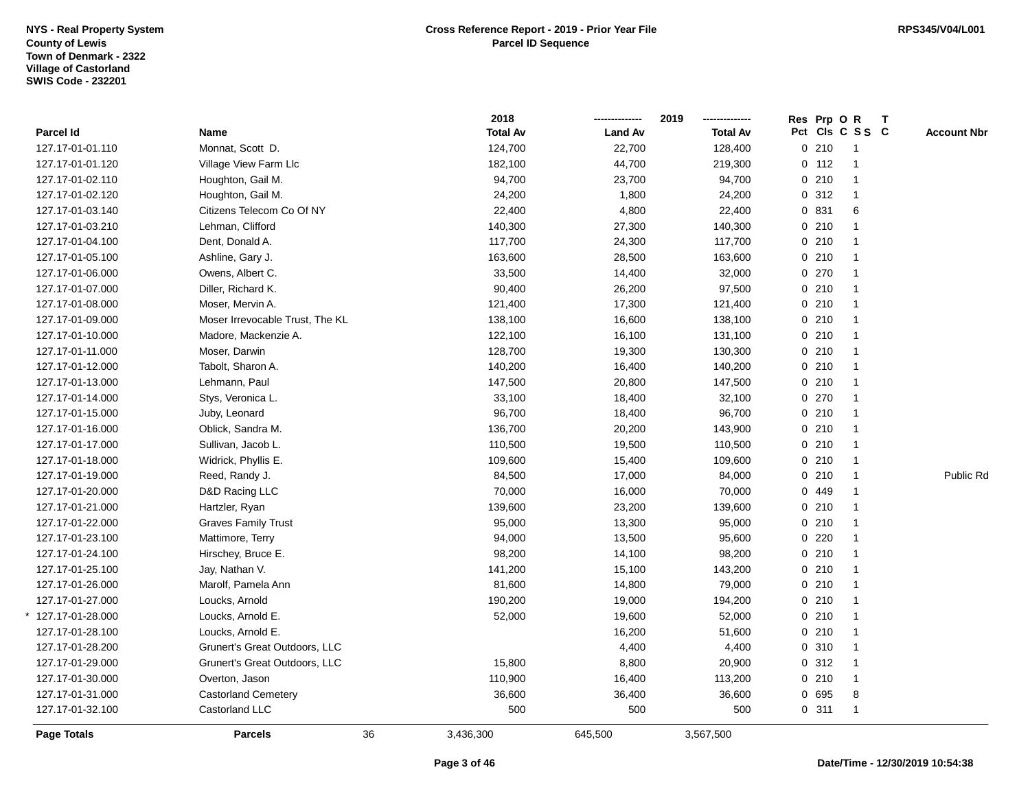NYS - Real Property System
County of Lewis
Town of Denmark - 2322
Village of Castorland
SWIS Code - 232201

**Cross Reference Report - 2019 - Prior Year File**
**Parcel ID Sequence**

RPS345/V04/L001

| Parcel Id | Name | 2018 Total Av | 2019 Land Av | 2019 Total Av | Res Pct | Prp Cls | O C | R S S | T C | Account Nbr |
|---|---|---|---|---|---|---|---|---|---|---|
| 127.17-01-01.110 | Monnat, Scott D. | 124,700 | 22,700 | 128,400 | 0 | 210 | | 1 | | |
| 127.17-01-01.120 | Village View Farm Llc | 182,100 | 44,700 | 219,300 | 0 | 112 | | 1 | | |
| 127.17-01-02.110 | Houghton, Gail M. | 94,700 | 23,700 | 94,700 | 0 | 210 | | 1 | | |
| 127.17-01-02.120 | Houghton, Gail M. | 24,200 | 1,800 | 24,200 | 0 | 312 | | 1 | | |
| 127.17-01-03.140 | Citizens Telecom Co Of NY | 22,400 | 4,800 | 22,400 | 0 | 831 | | 6 | | |
| 127.17-01-03.210 | Lehman, Clifford | 140,300 | 27,300 | 140,300 | 0 | 210 | | 1 | | |
| 127.17-01-04.100 | Dent, Donald A. | 117,700 | 24,300 | 117,700 | 0 | 210 | | 1 | | |
| 127.17-01-05.100 | Ashline, Gary J. | 163,600 | 28,500 | 163,600 | 0 | 210 | | 1 | | |
| 127.17-01-06.000 | Owens, Albert C. | 33,500 | 14,400 | 32,000 | 0 | 270 | | 1 | | |
| 127.17-01-07.000 | Diller, Richard K. | 90,400 | 26,200 | 97,500 | 0 | 210 | | 1 | | |
| 127.17-01-08.000 | Moser, Mervin A. | 121,400 | 17,300 | 121,400 | 0 | 210 | | 1 | | |
| 127.17-01-09.000 | Moser Irrevocable Trust, The KL | 138,100 | 16,600 | 138,100 | 0 | 210 | | 1 | | |
| 127.17-01-10.000 | Madore, Mackenzie A. | 122,100 | 16,100 | 131,100 | 0 | 210 | | 1 | | |
| 127.17-01-11.000 | Moser, Darwin | 128,700 | 19,300 | 130,300 | 0 | 210 | | 1 | | |
| 127.17-01-12.000 | Tabolt, Sharon A. | 140,200 | 16,400 | 140,200 | 0 | 210 | | 1 | | |
| 127.17-01-13.000 | Lehmann, Paul | 147,500 | 20,800 | 147,500 | 0 | 210 | | 1 | | |
| 127.17-01-14.000 | Stys, Veronica L. | 33,100 | 18,400 | 32,100 | 0 | 270 | | 1 | | |
| 127.17-01-15.000 | Juby, Leonard | 96,700 | 18,400 | 96,700 | 0 | 210 | | 1 | | |
| 127.17-01-16.000 | Oblick, Sandra M. | 136,700 | 20,200 | 143,900 | 0 | 210 | | 1 | | |
| 127.17-01-17.000 | Sullivan, Jacob L. | 110,500 | 19,500 | 110,500 | 0 | 210 | | 1 | | |
| 127.17-01-18.000 | Widrick, Phyllis E. | 109,600 | 15,400 | 109,600 | 0 | 210 | | 1 | | |
| 127.17-01-19.000 | Reed, Randy J. | 84,500 | 17,000 | 84,000 | 0 | 210 | | 1 | | Public Rd |
| 127.17-01-20.000 | D&D Racing LLC | 70,000 | 16,000 | 70,000 | 0 | 449 | | 1 | | |
| 127.17-01-21.000 | Hartzler, Ryan | 139,600 | 23,200 | 139,600 | 0 | 210 | | 1 | | |
| 127.17-01-22.000 | Graves Family Trust | 95,000 | 13,300 | 95,000 | 0 | 210 | | 1 | | |
| 127.17-01-23.100 | Mattimore, Terry | 94,000 | 13,500 | 95,600 | 0 | 220 | | 1 | | |
| 127.17-01-24.100 | Hirschey, Bruce E. | 98,200 | 14,100 | 98,200 | 0 | 210 | | 1 | | |
| 127.17-01-25.100 | Jay, Nathan V. | 141,200 | 15,100 | 143,200 | 0 | 210 | | 1 | | |
| 127.17-01-26.000 | Marolf, Pamela Ann | 81,600 | 14,800 | 79,000 | 0 | 210 | | 1 | | |
| 127.17-01-27.000 | Loucks, Arnold | 190,200 | 19,000 | 194,200 | 0 | 210 | | 1 | | |
| * 127.17-01-28.000 | Loucks, Arnold E. | 52,000 | 19,600 | 52,000 | 0 | 210 | | 1 | | |
| 127.17-01-28.100 | Loucks, Arnold E. | | 16,200 | 51,600 | 0 | 210 | | 1 | | |
| 127.17-01-28.200 | Grunert's Great Outdoors, LLC | | 4,400 | 4,400 | 0 | 310 | | 1 | | |
| 127.17-01-29.000 | Grunert's Great Outdoors, LLC | 15,800 | 8,800 | 20,900 | 0 | 312 | | 1 | | |
| 127.17-01-30.000 | Overton, Jason | 110,900 | 16,400 | 113,200 | 0 | 210 | | 1 | | |
| 127.17-01-31.000 | Castorland Cemetery | 36,600 | 36,400 | 36,600 | 0 | 695 | | 8 | | |
| 127.17-01-32.100 | Castorland LLC | 500 | 500 | 500 | 0 | 311 | | 1 | | |
| **Page Totals** | **Parcels** 36 | 3,436,300 | 645,500 | 3,567,500 | | | | | | |

Date/Time - 12/30/2019 10:54:38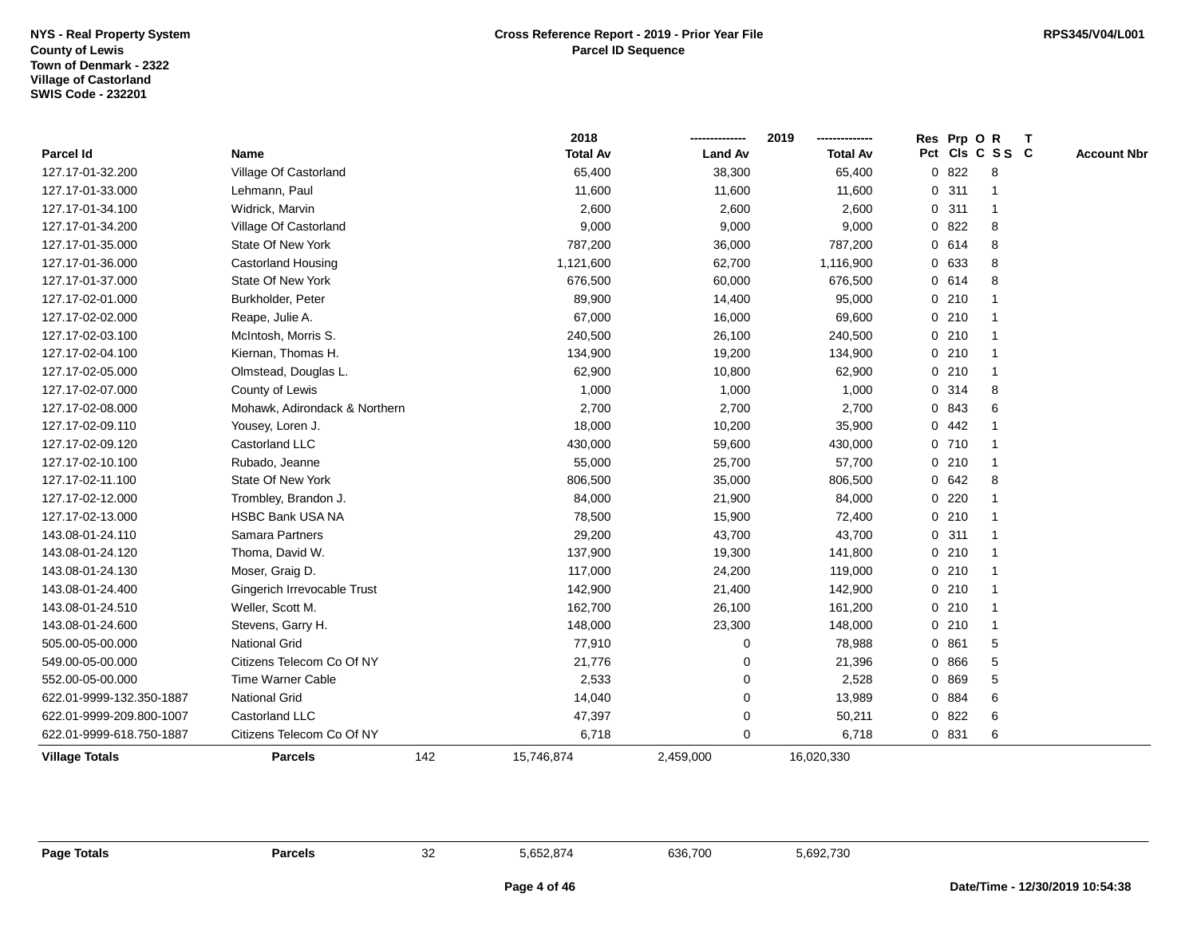NYS - Real Property System
County of Lewis
Town of Denmark - 2322
Village of Castorland
SWIS Code - 232201

**Cross Reference Report - 2019 - Prior Year File**
**Parcel ID Sequence**

RPS345/V04/L001

| Parcel Id | Name | | 2018 Total Av | 2019 Land Av | 2019 Total Av | Res Pct | Prp Cls | O C | R S S | T C | Account Nbr |
|---|---|---|---|---|---|---|---|---|---|---|---|
| 127.17-01-32.200 | Village Of Castorland | | 65,400 | 38,300 | 65,400 | 0 | 822 | | 8 | | |
| 127.17-01-33.000 | Lehmann, Paul | | 11,600 | 11,600 | 11,600 | 0 | 311 | | 1 | | |
| 127.17-01-34.100 | Widrick, Marvin | | 2,600 | 2,600 | 2,600 | 0 | 311 | | 1 | | |
| 127.17-01-34.200 | Village Of Castorland | | 9,000 | 9,000 | 9,000 | 0 | 822 | | 8 | | |
| 127.17-01-35.000 | State Of New York | | 787,200 | 36,000 | 787,200 | 0 | 614 | | 8 | | |
| 127.17-01-36.000 | Castorland Housing | | 1,121,600 | 62,700 | 1,116,900 | 0 | 633 | | 8 | | |
| 127.17-01-37.000 | State Of New York | | 676,500 | 60,000 | 676,500 | 0 | 614 | | 8 | | |
| 127.17-02-01.000 | Burkholder, Peter | | 89,900 | 14,400 | 95,000 | 0 | 210 | | 1 | | |
| 127.17-02-02.000 | Reape, Julie A. | | 67,000 | 16,000 | 69,600 | 0 | 210 | | 1 | | |
| 127.17-02-03.100 | McIntosh, Morris S. | | 240,500 | 26,100 | 240,500 | 0 | 210 | | 1 | | |
| 127.17-02-04.100 | Kiernan, Thomas H. | | 134,900 | 19,200 | 134,900 | 0 | 210 | | 1 | | |
| 127.17-02-05.000 | Olmstead, Douglas L. | | 62,900 | 10,800 | 62,900 | 0 | 210 | | 1 | | |
| 127.17-02-07.000 | County of Lewis | | 1,000 | 1,000 | 1,000 | 0 | 314 | | 8 | | |
| 127.17-02-08.000 | Mohawk, Adirondack & Northern | | 2,700 | 2,700 | 2,700 | 0 | 843 | | 6 | | |
| 127.17-02-09.110 | Yousey, Loren J. | | 18,000 | 10,200 | 35,900 | 0 | 442 | | 1 | | |
| 127.17-02-09.120 | Castorland LLC | | 430,000 | 59,600 | 430,000 | 0 | 710 | | 1 | | |
| 127.17-02-10.100 | Rubado, Jeanne | | 55,000 | 25,700 | 57,700 | 0 | 210 | | 1 | | |
| 127.17-02-11.100 | State Of New York | | 806,500 | 35,000 | 806,500 | 0 | 642 | | 8 | | |
| 127.17-02-12.000 | Trombley, Brandon J. | | 84,000 | 21,900 | 84,000 | 0 | 220 | | 1 | | |
| 127.17-02-13.000 | HSBC Bank USA NA | | 78,500 | 15,900 | 72,400 | 0 | 210 | | 1 | | |
| 143.08-01-24.110 | Samara Partners | | 29,200 | 43,700 | 43,700 | 0 | 311 | | 1 | | |
| 143.08-01-24.120 | Thoma, David W. | | 137,900 | 19,300 | 141,800 | 0 | 210 | | 1 | | |
| 143.08-01-24.130 | Moser, Graig D. | | 117,000 | 24,200 | 119,000 | 0 | 210 | | 1 | | |
| 143.08-01-24.400 | Gingerich Irrevocable Trust | | 142,900 | 21,400 | 142,900 | 0 | 210 | | 1 | | |
| 143.08-01-24.510 | Weller, Scott M. | | 162,700 | 26,100 | 161,200 | 0 | 210 | | 1 | | |
| 143.08-01-24.600 | Stevens, Garry H. | | 148,000 | 23,300 | 148,000 | 0 | 210 | | 1 | | |
| 505.00-05-00.000 | National Grid | | 77,910 | 0 | 78,988 | 0 | 861 | | 5 | | |
| 549.00-05-00.000 | Citizens Telecom Co Of NY | | 21,776 | 0 | 21,396 | 0 | 866 | | 5 | | |
| 552.00-05-00.000 | Time Warner Cable | | 2,533 | 0 | 2,528 | 0 | 869 | | 5 | | |
| 622.01-9999-132.350-1887 | National Grid | | 14,040 | 0 | 13,989 | 0 | 884 | | 6 | | |
| 622.01-9999-209.800-1007 | Castorland LLC | | 47,397 | 0 | 50,211 | 0 | 822 | | 6 | | |
| 622.01-9999-618.750-1887 | Citizens Telecom Co Of NY | | 6,718 | 0 | 6,718 | 0 | 831 | | 6 | | |
| **Village Totals** | **Parcels** | 142 | 15,746,874 | 2,459,000 | 16,020,330 | | | | | | |

| | | | | | |
|---|---|---|---|---|---|
| **Page Totals** | **Parcels** | 32 | 5,652,874 | 636,700 | 5,692,730 |

Date/Time - 12/30/2019 10:54:38